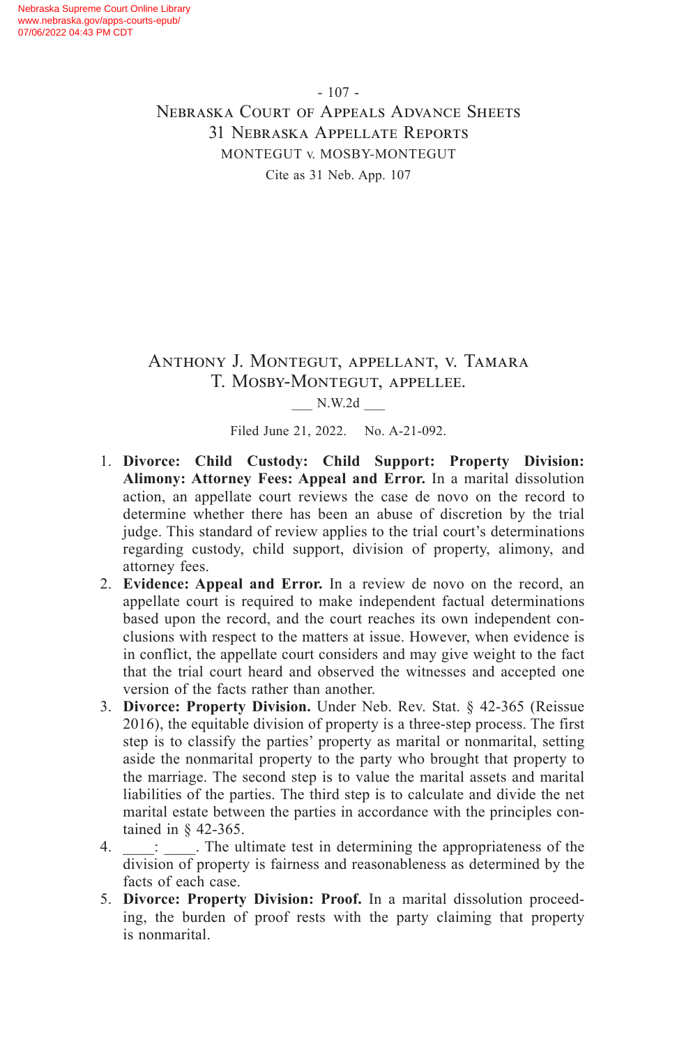# Anthony J. Montegut, appellant, v. Tamara T. Mosby-Montegut, appellee.

___ N.W.2d ___

Filed June 21, 2022. No. A-21-092.

1. **Divorce: Child Custody: Child Support: Property Division: Alimony: Attorney Fees: Appeal and Error.** In a marital dissolution action, an appellate court reviews the case de novo on the record to determine whether there has been an abuse of discretion by the trial judge. This standard of review applies to the trial court's determinations regarding custody, child support, division of property, alimony, and attorney fees.
2. **Evidence: Appeal and Error.** In a review de novo on the record, an appellate court is required to make independent factual determinations based upon the record, and the court reaches its own independent conclusions with respect to the matters at issue. However, when evidence is in conflict, the appellate court considers and may give weight to the fact that the trial court heard and observed the witnesses and accepted one version of the facts rather than another.
3. **Divorce: Property Division.** Under Neb. Rev. Stat. § 42-365 (Reissue 2016), the equitable division of property is a three-step process. The first step is to classify the parties' property as marital or nonmarital, setting aside the nonmarital property to the party who brought that property to the marriage. The second step is to value the marital assets and marital liabilities of the parties. The third step is to calculate and divide the net marital estate between the parties in accordance with the principles contained in § 42-365.
4. ____: ____. The ultimate test in determining the appropriateness of the division of property is fairness and reasonableness as determined by the facts of each case.
5. **Divorce: Property Division: Proof.** In a marital dissolution proceeding, the burden of proof rests with the party claiming that property is nonmarital.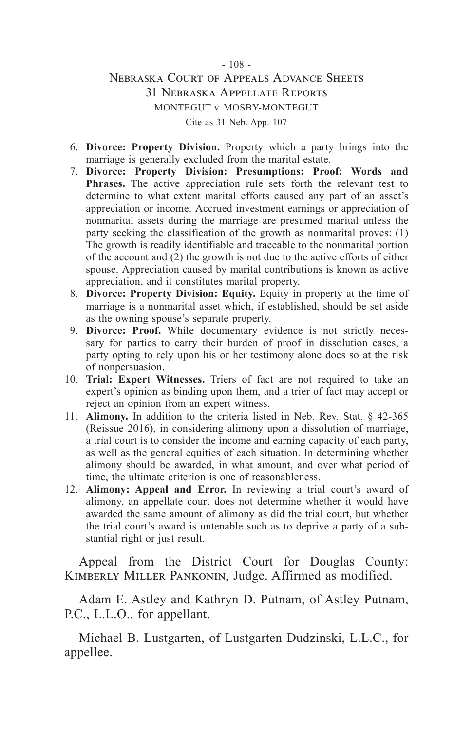6. **Divorce: Property Division.** Property which a party brings into the marriage is generally excluded from the marital estate.
7. **Divorce: Property Division: Presumptions: Proof: Words and Phrases.** The active appreciation rule sets forth the relevant test to determine to what extent marital efforts caused any part of an asset's appreciation or income. Accrued investment earnings or appreciation of nonmarital assets during the marriage are presumed marital unless the party seeking the classification of the growth as nonmarital proves: (1) The growth is readily identifiable and traceable to the nonmarital portion of the account and (2) the growth is not due to the active efforts of either spouse. Appreciation caused by marital contributions is known as active appreciation, and it constitutes marital property.
8. **Divorce: Property Division: Equity.** Equity in property at the time of marriage is a nonmarital asset which, if established, should be set aside as the owning spouse's separate property.
9. **Divorce: Proof.** While documentary evidence is not strictly necessary for parties to carry their burden of proof in dissolution cases, a party opting to rely upon his or her testimony alone does so at the risk of nonpersuasion.
10. **Trial: Expert Witnesses.** Triers of fact are not required to take an expert's opinion as binding upon them, and a trier of fact may accept or reject an opinion from an expert witness.
11. **Alimony.** In addition to the criteria listed in Neb. Rev. Stat. § 42-365 (Reissue 2016), in considering alimony upon a dissolution of marriage, a trial court is to consider the income and earning capacity of each party, as well as the general equities of each situation. In determining whether alimony should be awarded, in what amount, and over what period of time, the ultimate criterion is one of reasonableness.
12. **Alimony: Appeal and Error.** In reviewing a trial court's award of alimony, an appellate court does not determine whether it would have awarded the same amount of alimony as did the trial court, but whether the trial court's award is untenable such as to deprive a party of a substantial right or just result.

Appeal from the District Court for Douglas County: Kimberly Miller Pankonin, Judge. Affirmed as modified.

Adam E. Astley and Kathryn D. Putnam, of Astley Putnam, P.C., L.L.O., for appellant.

Michael B. Lustgarten, of Lustgarten Dudzinski, L.L.C., for appellee.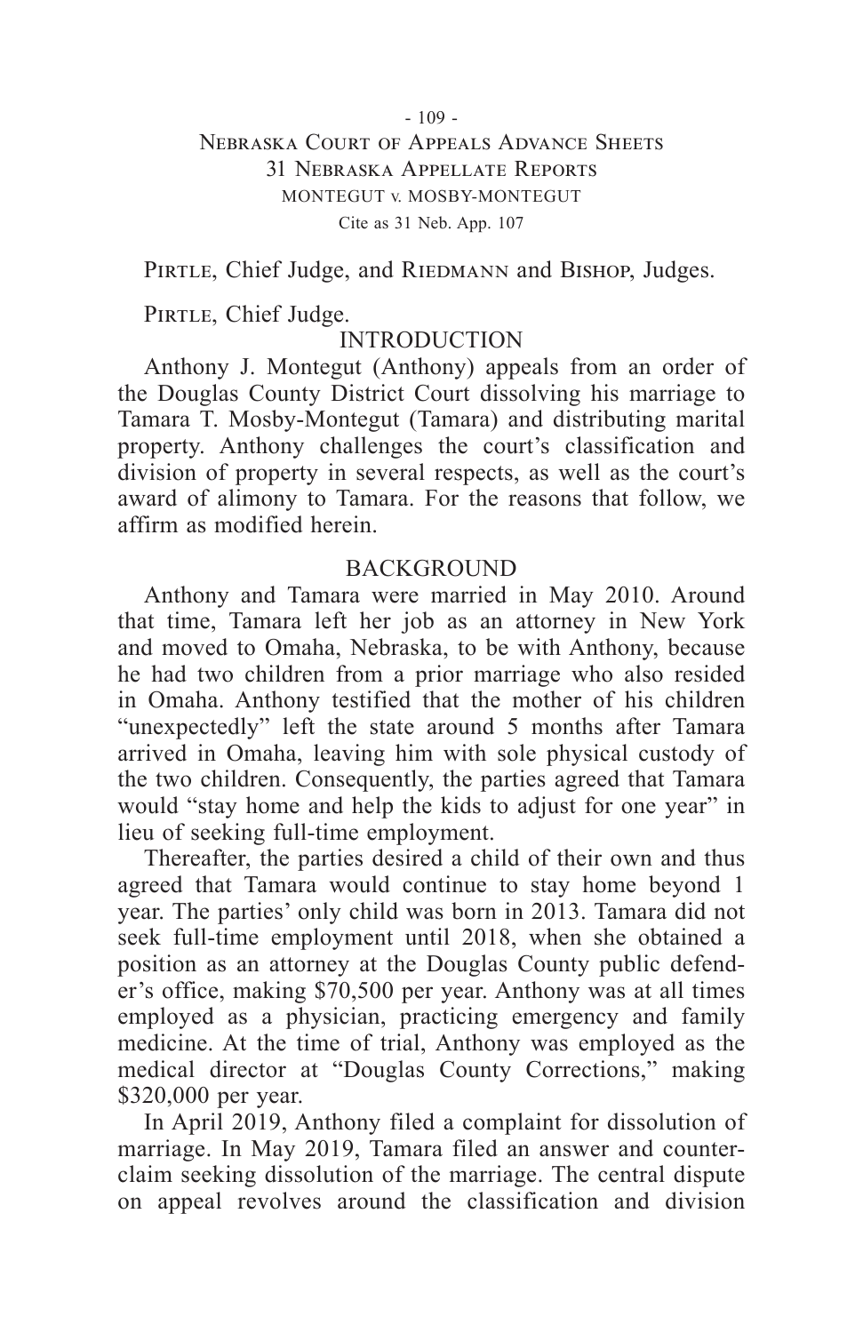Pirtle, Chief Judge, and Riedmann and Bishop, Judges.

Pirtle, Chief Judge.

## INTRODUCTION

Anthony J. Montegut (Anthony) appeals from an order of the Douglas County District Court dissolving his marriage to Tamara T. Mosby-Montegut (Tamara) and distributing marital property. Anthony challenges the court's classification and division of property in several respects, as well as the court's award of alimony to Tamara. For the reasons that follow, we affirm as modified herein.

## BACKGROUND

Anthony and Tamara were married in May 2010. Around that time, Tamara left her job as an attorney in New York and moved to Omaha, Nebraska, to be with Anthony, because he had two children from a prior marriage who also resided in Omaha. Anthony testified that the mother of his children "unexpectedly" left the state around 5 months after Tamara arrived in Omaha, leaving him with sole physical custody of the two children. Consequently, the parties agreed that Tamara would "stay home and help the kids to adjust for one year" in lieu of seeking full-time employment.

Thereafter, the parties desired a child of their own and thus agreed that Tamara would continue to stay home beyond 1 year. The parties' only child was born in 2013. Tamara did not seek full-time employment until 2018, when she obtained a position as an attorney at the Douglas County public defender's office, making $70,500 per year. Anthony was at all times employed as a physician, practicing emergency and family medicine. At the time of trial, Anthony was employed as the medical director at "Douglas County Corrections," making $320,000 per year.

In April 2019, Anthony filed a complaint for dissolution of marriage. In May 2019, Tamara filed an answer and counterclaim seeking dissolution of the marriage. The central dispute on appeal revolves around the classification and division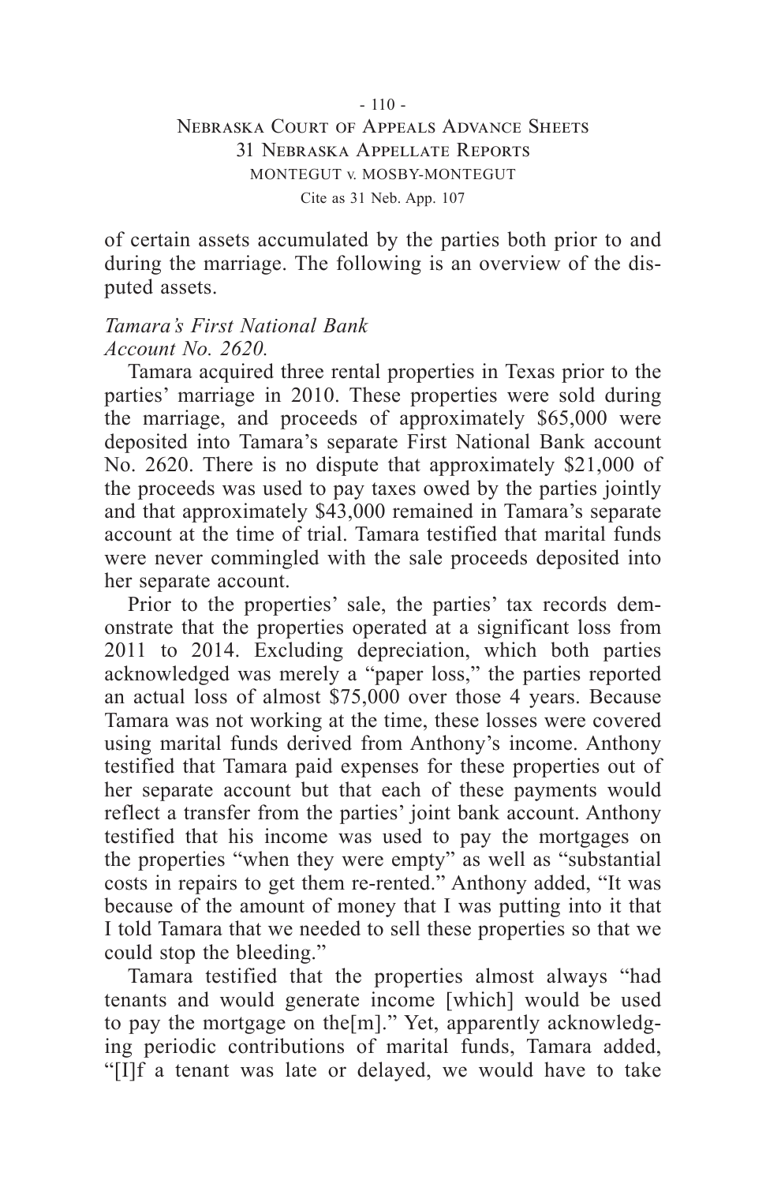of certain assets accumulated by the parties both prior to and during the marriage. The following is an overview of the disputed assets.

*Tamara's First National Bank Account No. 2620.*

Tamara acquired three rental properties in Texas prior to the parties' marriage in 2010. These properties were sold during the marriage, and proceeds of approximately $65,000 were deposited into Tamara's separate First National Bank account No. 2620. There is no dispute that approximately $21,000 of the proceeds was used to pay taxes owed by the parties jointly and that approximately $43,000 remained in Tamara's separate account at the time of trial. Tamara testified that marital funds were never commingled with the sale proceeds deposited into her separate account.

Prior to the properties' sale, the parties' tax records demonstrate that the properties operated at a significant loss from 2011 to 2014. Excluding depreciation, which both parties acknowledged was merely a "paper loss," the parties reported an actual loss of almost $75,000 over those 4 years. Because Tamara was not working at the time, these losses were covered using marital funds derived from Anthony's income. Anthony testified that Tamara paid expenses for these properties out of her separate account but that each of these payments would reflect a transfer from the parties' joint bank account. Anthony testified that his income was used to pay the mortgages on the properties "when they were empty" as well as "substantial costs in repairs to get them re-rented." Anthony added, "It was because of the amount of money that I was putting into it that I told Tamara that we needed to sell these properties so that we could stop the bleeding."

Tamara testified that the properties almost always "had tenants and would generate income [which] would be used to pay the mortgage on the[m]." Yet, apparently acknowledging periodic contributions of marital funds, Tamara added, "[I]f a tenant was late or delayed, we would have to take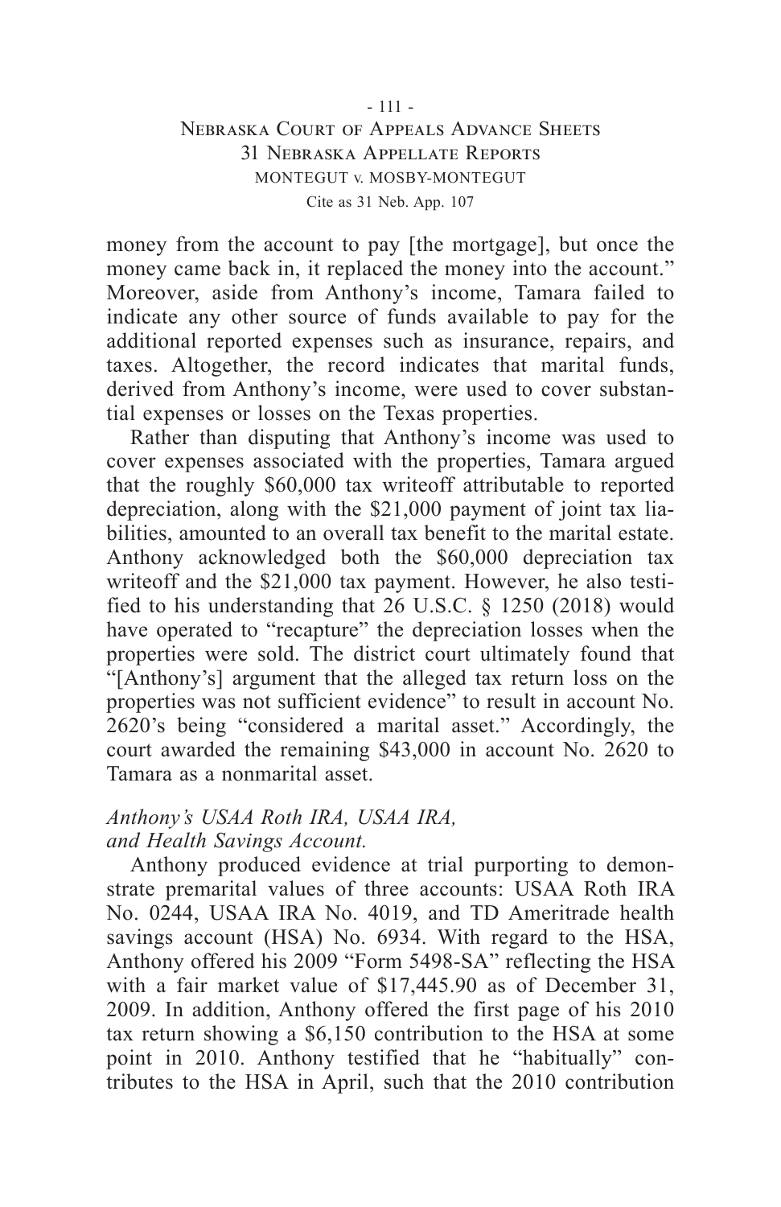money from the account to pay [the mortgage], but once the money came back in, it replaced the money into the account." Moreover, aside from Anthony's income, Tamara failed to indicate any other source of funds available to pay for the additional reported expenses such as insurance, repairs, and taxes. Altogether, the record indicates that marital funds, derived from Anthony's income, were used to cover substantial expenses or losses on the Texas properties.

Rather than disputing that Anthony's income was used to cover expenses associated with the properties, Tamara argued that the roughly $60,000 tax writeoff attributable to reported depreciation, along with the $21,000 payment of joint tax liabilities, amounted to an overall tax benefit to the marital estate. Anthony acknowledged both the $60,000 depreciation tax writeoff and the $21,000 tax payment. However, he also testified to his understanding that 26 U.S.C. § 1250 (2018) would have operated to "recapture" the depreciation losses when the properties were sold. The district court ultimately found that "[Anthony's] argument that the alleged tax return loss on the properties was not sufficient evidence" to result in account No. 2620's being "considered a marital asset." Accordingly, the court awarded the remaining $43,000 in account No. 2620 to Tamara as a nonmarital asset.

*Anthony's USAA Roth IRA, USAA IRA, and Health Savings Account.*

Anthony produced evidence at trial purporting to demonstrate premarital values of three accounts: USAA Roth IRA No. 0244, USAA IRA No. 4019, and TD Ameritrade health savings account (HSA) No. 6934. With regard to the HSA, Anthony offered his 2009 "Form 5498-SA" reflecting the HSA with a fair market value of $17,445.90 as of December 31, 2009. In addition, Anthony offered the first page of his 2010 tax return showing a $6,150 contribution to the HSA at some point in 2010. Anthony testified that he "habitually" contributes to the HSA in April, such that the 2010 contribution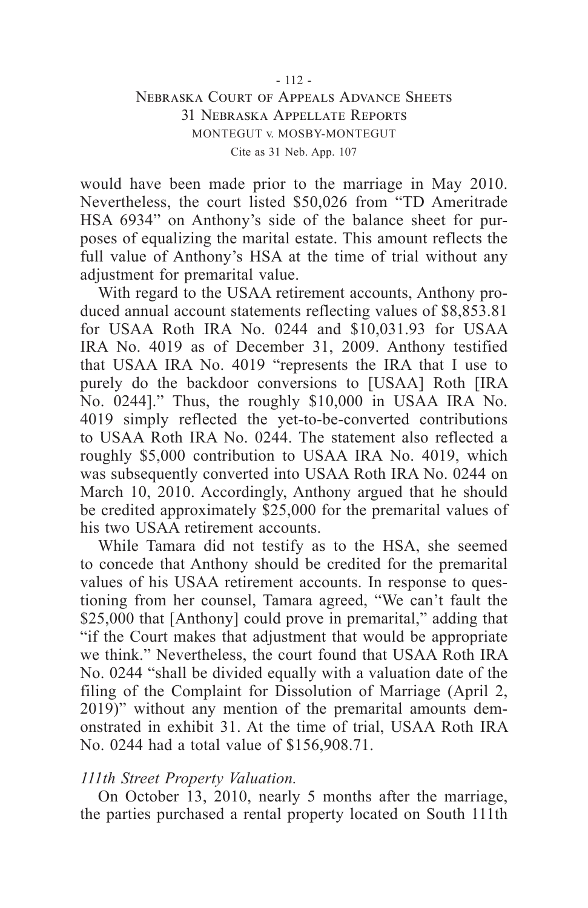would have been made prior to the marriage in May 2010. Nevertheless, the court listed $50,026 from "TD Ameritrade HSA 6934" on Anthony's side of the balance sheet for purposes of equalizing the marital estate. This amount reflects the full value of Anthony's HSA at the time of trial without any adjustment for premarital value.

With regard to the USAA retirement accounts, Anthony produced annual account statements reflecting values of $8,853.81 for USAA Roth IRA No. 0244 and $10,031.93 for USAA IRA No. 4019 as of December 31, 2009. Anthony testified that USAA IRA No. 4019 "represents the IRA that I use to purely do the backdoor conversions to [USAA] Roth [IRA No. 0244]." Thus, the roughly $10,000 in USAA IRA No. 4019 simply reflected the yet-to-be-converted contributions to USAA Roth IRA No. 0244. The statement also reflected a roughly $5,000 contribution to USAA IRA No. 4019, which was subsequently converted into USAA Roth IRA No. 0244 on March 10, 2010. Accordingly, Anthony argued that he should be credited approximately $25,000 for the premarital values of his two USAA retirement accounts.

While Tamara did not testify as to the HSA, she seemed to concede that Anthony should be credited for the premarital values of his USAA retirement accounts. In response to questioning from her counsel, Tamara agreed, "We can't fault the $25,000 that [Anthony] could prove in premarital," adding that "if the Court makes that adjustment that would be appropriate we think." Nevertheless, the court found that USAA Roth IRA No. 0244 "shall be divided equally with a valuation date of the filing of the Complaint for Dissolution of Marriage (April 2, 2019)" without any mention of the premarital amounts demonstrated in exhibit 31. At the time of trial, USAA Roth IRA No. 0244 had a total value of $156,908.71.

*111th Street Property Valuation.*

On October 13, 2010, nearly 5 months after the marriage, the parties purchased a rental property located on South 111th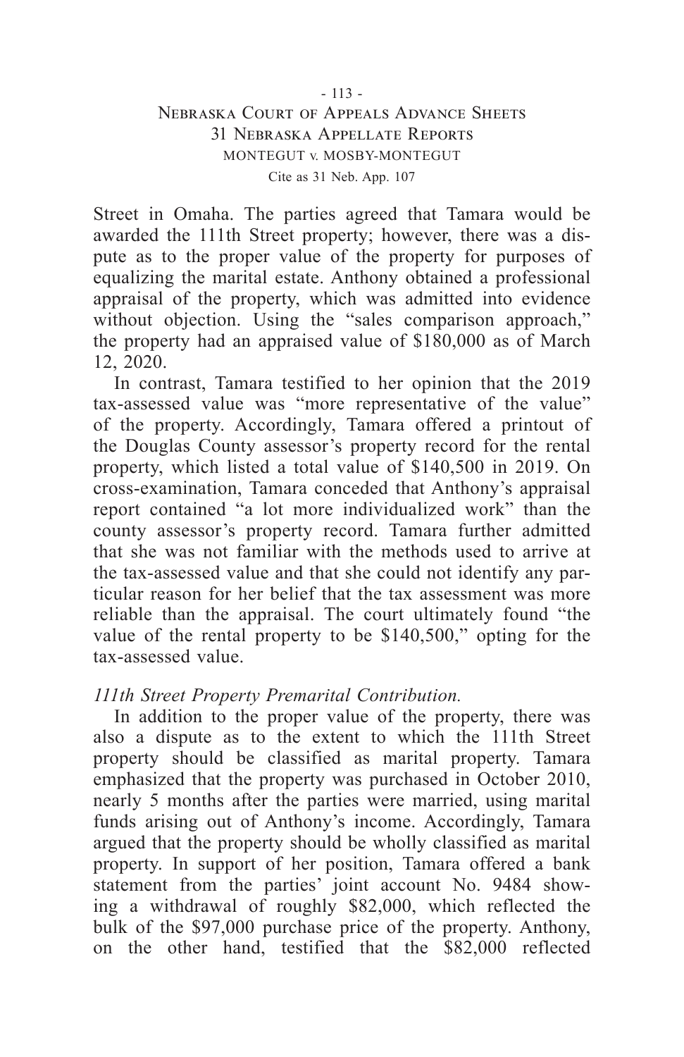Street in Omaha. The parties agreed that Tamara would be awarded the 111th Street property; however, there was a dispute as to the proper value of the property for purposes of equalizing the marital estate. Anthony obtained a professional appraisal of the property, which was admitted into evidence without objection. Using the "sales comparison approach," the property had an appraised value of $180,000 as of March 12, 2020.

In contrast, Tamara testified to her opinion that the 2019 tax-assessed value was "more representative of the value" of the property. Accordingly, Tamara offered a printout of the Douglas County assessor's property record for the rental property, which listed a total value of $140,500 in 2019. On cross-examination, Tamara conceded that Anthony's appraisal report contained "a lot more individualized work" than the county assessor's property record. Tamara further admitted that she was not familiar with the methods used to arrive at the tax-assessed value and that she could not identify any particular reason for her belief that the tax assessment was more reliable than the appraisal. The court ultimately found "the value of the rental property to be $140,500," opting for the tax-assessed value.

*111th Street Property Premarital Contribution.*

In addition to the proper value of the property, there was also a dispute as to the extent to which the 111th Street property should be classified as marital property. Tamara emphasized that the property was purchased in October 2010, nearly 5 months after the parties were married, using marital funds arising out of Anthony's income. Accordingly, Tamara argued that the property should be wholly classified as marital property. In support of her position, Tamara offered a bank statement from the parties' joint account No. 9484 showing a withdrawal of roughly $82,000, which reflected the bulk of the $97,000 purchase price of the property. Anthony, on the other hand, testified that the $82,000 reflected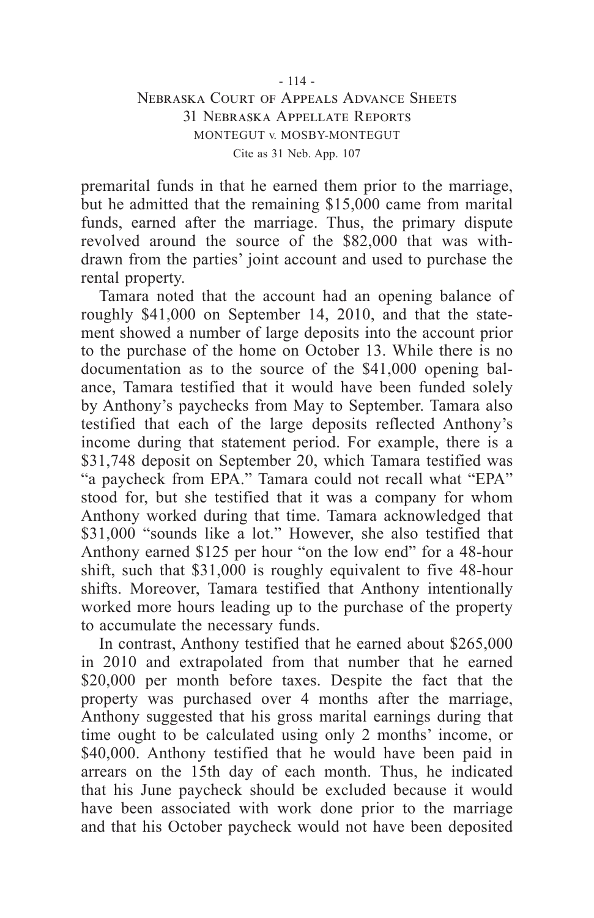premarital funds in that he earned them prior to the marriage, but he admitted that the remaining $15,000 came from marital funds, earned after the marriage. Thus, the primary dispute revolved around the source of the $82,000 that was withdrawn from the parties' joint account and used to purchase the rental property.

Tamara noted that the account had an opening balance of roughly $41,000 on September 14, 2010, and that the statement showed a number of large deposits into the account prior to the purchase of the home on October 13. While there is no documentation as to the source of the $41,000 opening balance, Tamara testified that it would have been funded solely by Anthony's paychecks from May to September. Tamara also testified that each of the large deposits reflected Anthony's income during that statement period. For example, there is a $31,748 deposit on September 20, which Tamara testified was "a paycheck from EPA." Tamara could not recall what "EPA" stood for, but she testified that it was a company for whom Anthony worked during that time. Tamara acknowledged that $31,000 "sounds like a lot." However, she also testified that Anthony earned $125 per hour "on the low end" for a 48-hour shift, such that $31,000 is roughly equivalent to five 48-hour shifts. Moreover, Tamara testified that Anthony intentionally worked more hours leading up to the purchase of the property to accumulate the necessary funds.

In contrast, Anthony testified that he earned about $265,000 in 2010 and extrapolated from that number that he earned $20,000 per month before taxes. Despite the fact that the property was purchased over 4 months after the marriage, Anthony suggested that his gross marital earnings during that time ought to be calculated using only 2 months' income, or $40,000. Anthony testified that he would have been paid in arrears on the 15th day of each month. Thus, he indicated that his June paycheck should be excluded because it would have been associated with work done prior to the marriage and that his October paycheck would not have been deposited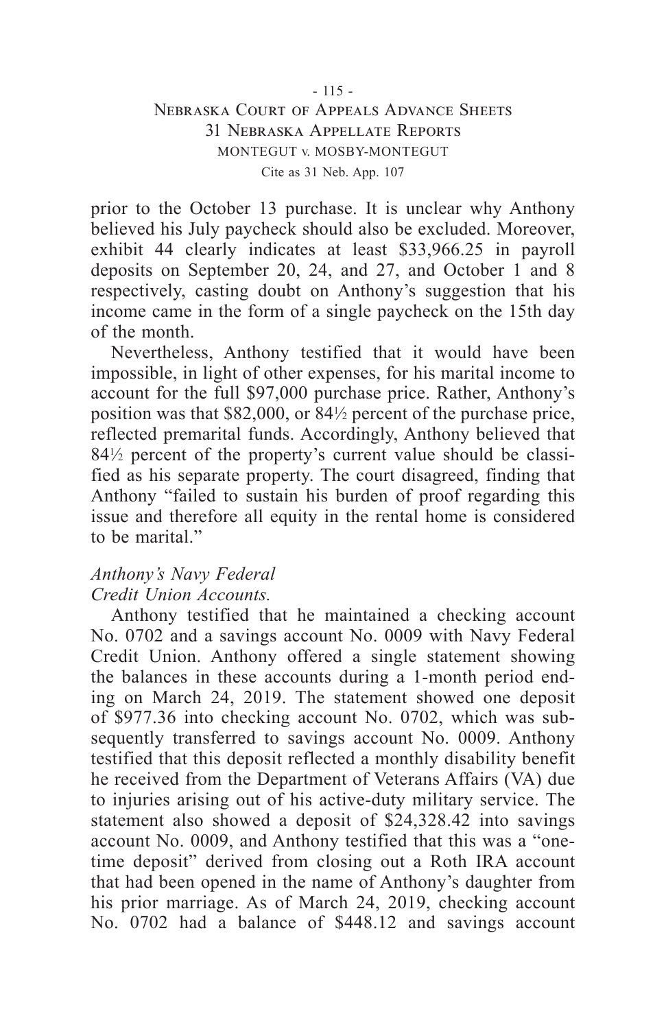prior to the October 13 purchase. It is unclear why Anthony believed his July paycheck should also be excluded. Moreover, exhibit 44 clearly indicates at least $33,966.25 in payroll deposits on September 20, 24, and 27, and October 1 and 8 respectively, casting doubt on Anthony's suggestion that his income came in the form of a single paycheck on the 15th day of the month.

Nevertheless, Anthony testified that it would have been impossible, in light of other expenses, for his marital income to account for the full $97,000 purchase price. Rather, Anthony's position was that $82,000, or 84½ percent of the purchase price, reflected premarital funds. Accordingly, Anthony believed that 84½ percent of the property's current value should be classified as his separate property. The court disagreed, finding that Anthony "failed to sustain his burden of proof regarding this issue and therefore all equity in the rental home is considered to be marital."

*Anthony's Navy Federal Credit Union Accounts.*

Anthony testified that he maintained a checking account No. 0702 and a savings account No. 0009 with Navy Federal Credit Union. Anthony offered a single statement showing the balances in these accounts during a 1-month period ending on March 24, 2019. The statement showed one deposit of $977.36 into checking account No. 0702, which was subsequently transferred to savings account No. 0009. Anthony testified that this deposit reflected a monthly disability benefit he received from the Department of Veterans Affairs (VA) due to injuries arising out of his active-duty military service. The statement also showed a deposit of $24,328.42 into savings account No. 0009, and Anthony testified that this was a "one-time deposit" derived from closing out a Roth IRA account that had been opened in the name of Anthony's daughter from his prior marriage. As of March 24, 2019, checking account No. 0702 had a balance of $448.12 and savings account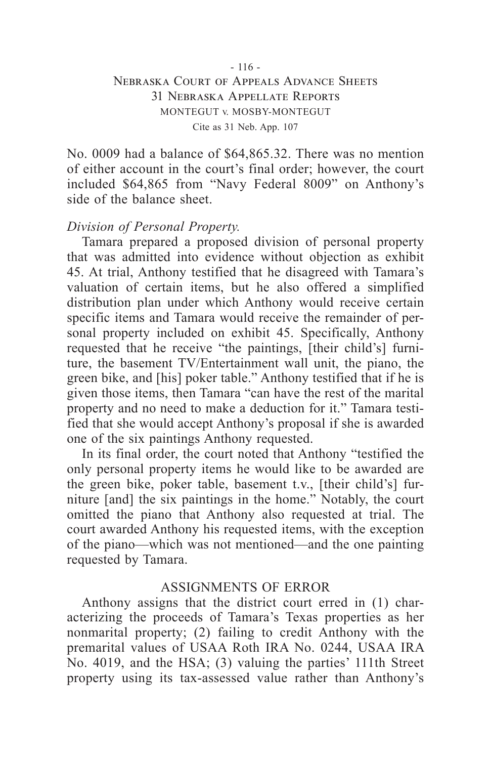No. 0009 had a balance of $64,865.32. There was no mention of either account in the court's final order; however, the court included $64,865 from "Navy Federal 8009" on Anthony's side of the balance sheet.

*Division of Personal Property.*

Tamara prepared a proposed division of personal property that was admitted into evidence without objection as exhibit 45. At trial, Anthony testified that he disagreed with Tamara's valuation of certain items, but he also offered a simplified distribution plan under which Anthony would receive certain specific items and Tamara would receive the remainder of personal property included on exhibit 45. Specifically, Anthony requested that he receive "the paintings, [their child's] furniture, the basement TV/Entertainment wall unit, the piano, the green bike, and [his] poker table." Anthony testified that if he is given those items, then Tamara "can have the rest of the marital property and no need to make a deduction for it." Tamara testified that she would accept Anthony's proposal if she is awarded one of the six paintings Anthony requested.

In its final order, the court noted that Anthony "testified the only personal property items he would like to be awarded are the green bike, poker table, basement t.v., [their child's] furniture [and] the six paintings in the home." Notably, the court omitted the piano that Anthony also requested at trial. The court awarded Anthony his requested items, with the exception of the piano—which was not mentioned—and the one painting requested by Tamara.

## ASSIGNMENTS OF ERROR

Anthony assigns that the district court erred in (1) characterizing the proceeds of Tamara's Texas properties as her nonmarital property; (2) failing to credit Anthony with the premarital values of USAA Roth IRA No. 0244, USAA IRA No. 4019, and the HSA; (3) valuing the parties' 111th Street property using its tax-assessed value rather than Anthony's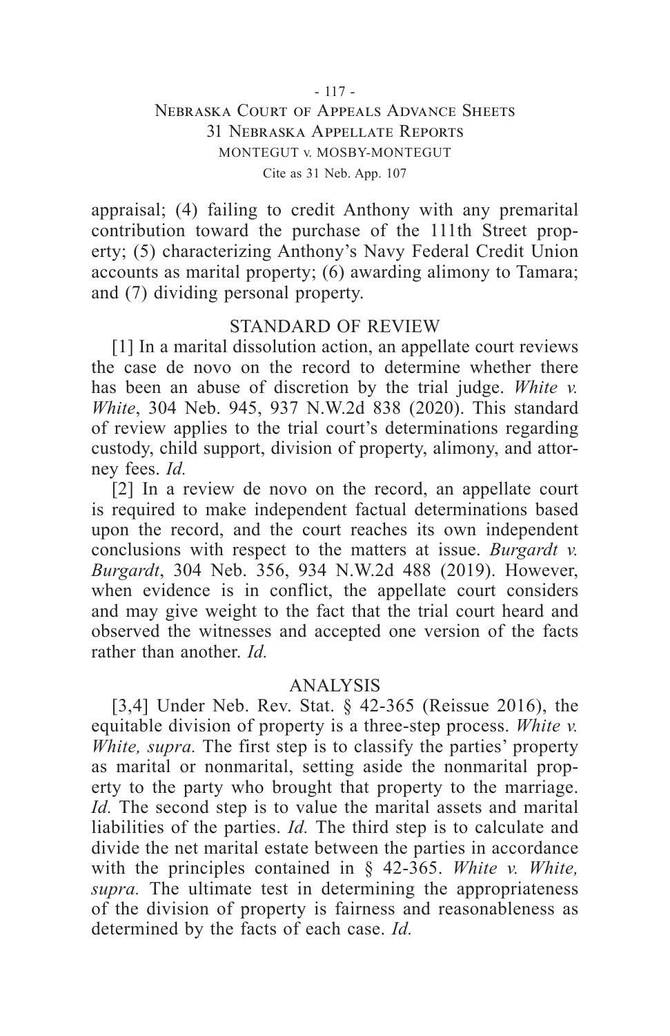appraisal; (4) failing to credit Anthony with any premarital contribution toward the purchase of the 111th Street property; (5) characterizing Anthony's Navy Federal Credit Union accounts as marital property; (6) awarding alimony to Tamara; and (7) dividing personal property.

## STANDARD OF REVIEW

[1] In a marital dissolution action, an appellate court reviews the case de novo on the record to determine whether there has been an abuse of discretion by the trial judge. *White v. White*, 304 Neb. 945, 937 N.W.2d 838 (2020). This standard of review applies to the trial court's determinations regarding custody, child support, division of property, alimony, and attorney fees. *Id.*

[2] In a review de novo on the record, an appellate court is required to make independent factual determinations based upon the record, and the court reaches its own independent conclusions with respect to the matters at issue. *Burgardt v. Burgardt*, 304 Neb. 356, 934 N.W.2d 488 (2019). However, when evidence is in conflict, the appellate court considers and may give weight to the fact that the trial court heard and observed the witnesses and accepted one version of the facts rather than another. *Id.*

## ANALYSIS

[3,4] Under Neb. Rev. Stat. § 42-365 (Reissue 2016), the equitable division of property is a three-step process. *White v. White, supra.* The first step is to classify the parties' property as marital or nonmarital, setting aside the nonmarital property to the party who brought that property to the marriage. *Id.* The second step is to value the marital assets and marital liabilities of the parties. *Id.* The third step is to calculate and divide the net marital estate between the parties in accordance with the principles contained in § 42-365. *White v. White, supra.* The ultimate test in determining the appropriateness of the division of property is fairness and reasonableness as determined by the facts of each case. *Id.*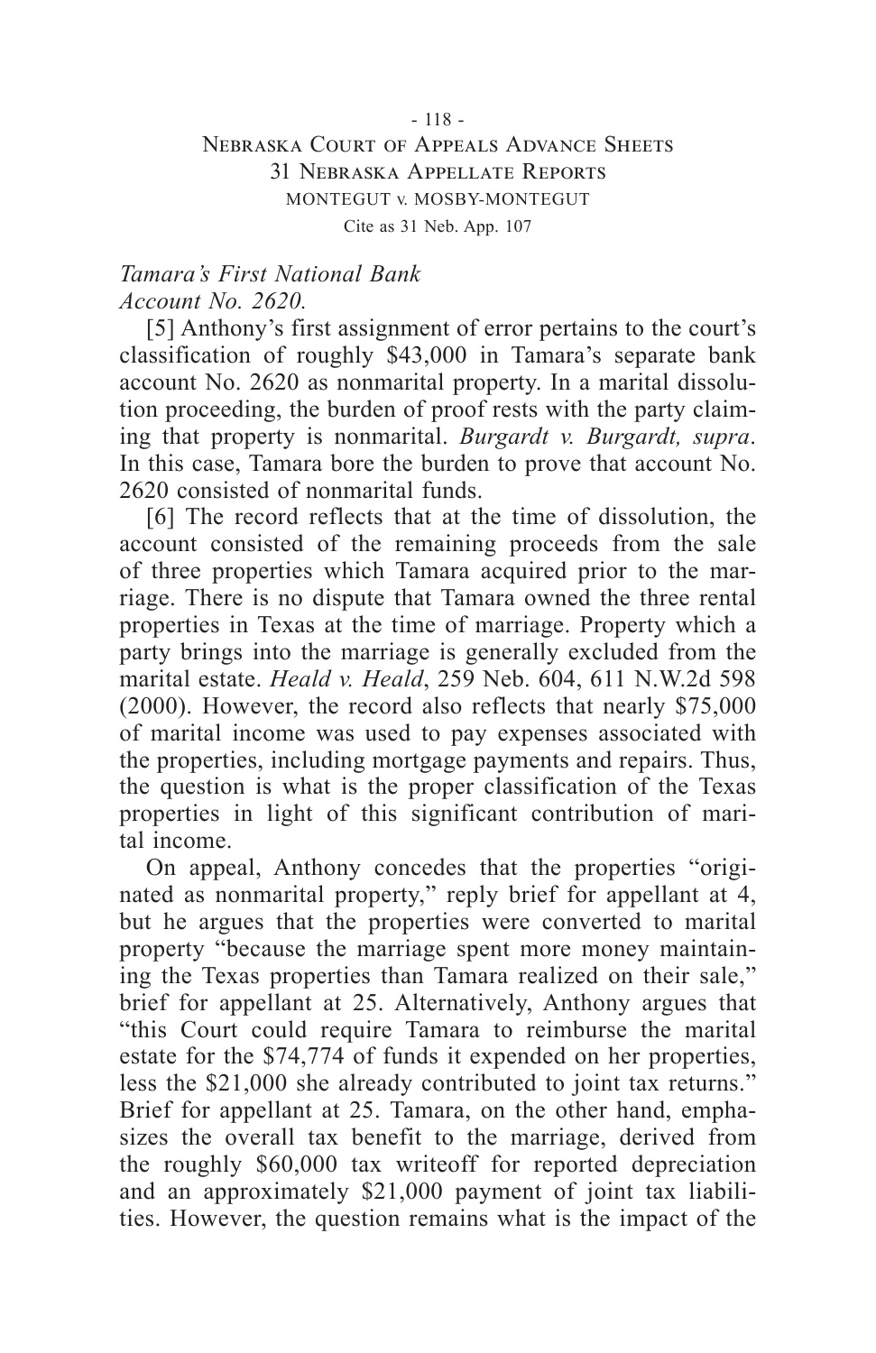*Tamara's First National Bank Account No. 2620.*

[5] Anthony's first assignment of error pertains to the court's classification of roughly $43,000 in Tamara's separate bank account No. 2620 as nonmarital property. In a marital dissolution proceeding, the burden of proof rests with the party claiming that property is nonmarital. *Burgardt v. Burgardt, supra*. In this case, Tamara bore the burden to prove that account No. 2620 consisted of nonmarital funds.

[6] The record reflects that at the time of dissolution, the account consisted of the remaining proceeds from the sale of three properties which Tamara acquired prior to the marriage. There is no dispute that Tamara owned the three rental properties in Texas at the time of marriage. Property which a party brings into the marriage is generally excluded from the marital estate. *Heald v. Heald*, 259 Neb. 604, 611 N.W.2d 598 (2000). However, the record also reflects that nearly $75,000 of marital income was used to pay expenses associated with the properties, including mortgage payments and repairs. Thus, the question is what is the proper classification of the Texas properties in light of this significant contribution of marital income.

On appeal, Anthony concedes that the properties "originated as nonmarital property," reply brief for appellant at 4, but he argues that the properties were converted to marital property "because the marriage spent more money maintaining the Texas properties than Tamara realized on their sale," brief for appellant at 25. Alternatively, Anthony argues that "this Court could require Tamara to reimburse the marital estate for the $74,774 of funds it expended on her properties, less the $21,000 she already contributed to joint tax returns." Brief for appellant at 25. Tamara, on the other hand, emphasizes the overall tax benefit to the marriage, derived from the roughly $60,000 tax writeoff for reported depreciation and an approximately $21,000 payment of joint tax liabilities. However, the question remains what is the impact of the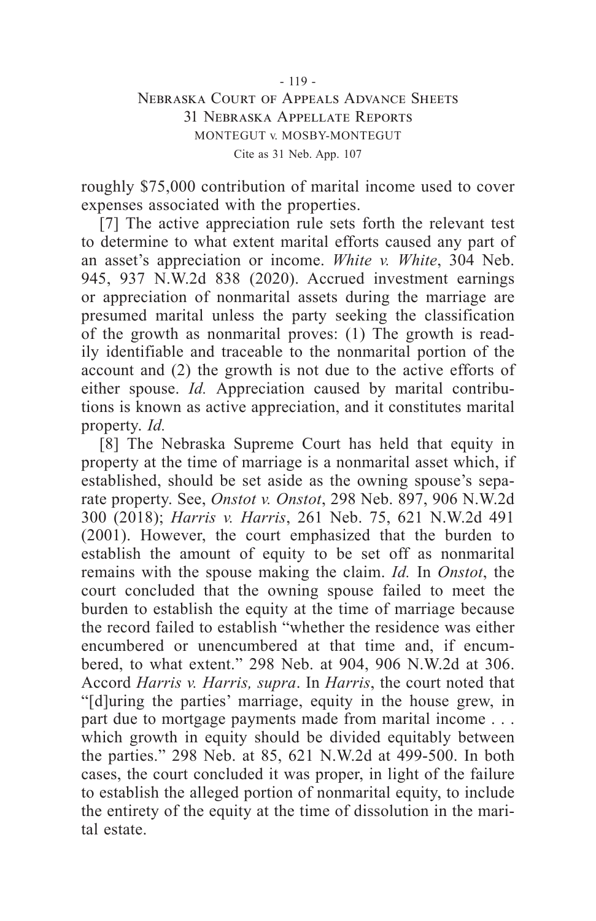roughly $75,000 contribution of marital income used to cover expenses associated with the properties.

[7] The active appreciation rule sets forth the relevant test to determine to what extent marital efforts caused any part of an asset's appreciation or income. *White v. White*, 304 Neb. 945, 937 N.W.2d 838 (2020). Accrued investment earnings or appreciation of nonmarital assets during the marriage are presumed marital unless the party seeking the classification of the growth as nonmarital proves: (1) The growth is readily identifiable and traceable to the nonmarital portion of the account and (2) the growth is not due to the active efforts of either spouse. *Id.* Appreciation caused by marital contributions is known as active appreciation, and it constitutes marital property. *Id.*

[8] The Nebraska Supreme Court has held that equity in property at the time of marriage is a nonmarital asset which, if established, should be set aside as the owning spouse's separate property. See, *Onstot v. Onstot*, 298 Neb. 897, 906 N.W.2d 300 (2018); *Harris v. Harris*, 261 Neb. 75, 621 N.W.2d 491 (2001). However, the court emphasized that the burden to establish the amount of equity to be set off as nonmarital remains with the spouse making the claim. *Id.* In *Onstot*, the court concluded that the owning spouse failed to meet the burden to establish the equity at the time of marriage because the record failed to establish "whether the residence was either encumbered or unencumbered at that time and, if encumbered, to what extent." 298 Neb. at 904, 906 N.W.2d at 306. Accord *Harris v. Harris, supra*. In *Harris*, the court noted that "[d]uring the parties' marriage, equity in the house grew, in part due to mortgage payments made from marital income . . . which growth in equity should be divided equitably between the parties." 298 Neb. at 85, 621 N.W.2d at 499-500. In both cases, the court concluded it was proper, in light of the failure to establish the alleged portion of nonmarital equity, to include the entirety of the equity at the time of dissolution in the marital estate.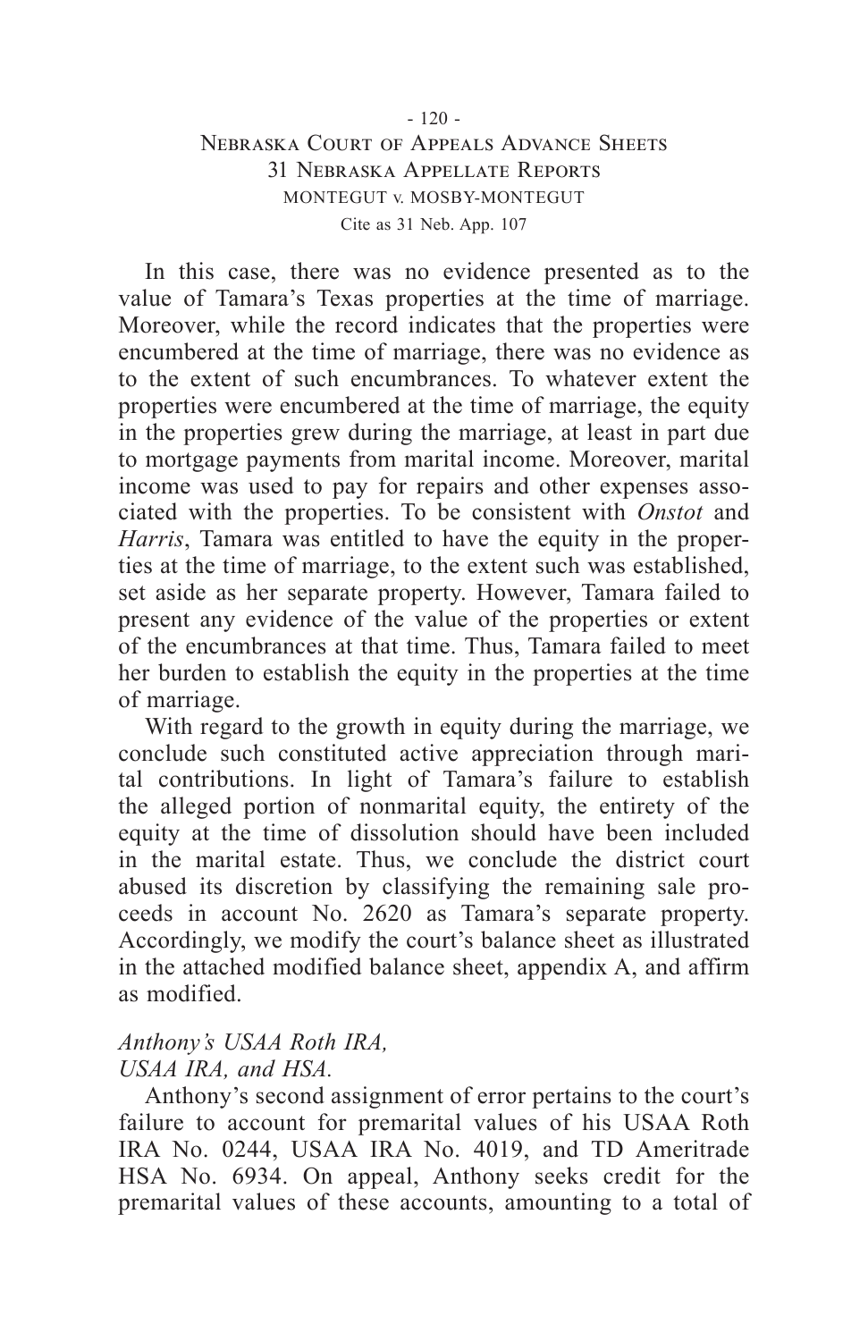In this case, there was no evidence presented as to the value of Tamara's Texas properties at the time of marriage. Moreover, while the record indicates that the properties were encumbered at the time of marriage, there was no evidence as to the extent of such encumbrances. To whatever extent the properties were encumbered at the time of marriage, the equity in the properties grew during the marriage, at least in part due to mortgage payments from marital income. Moreover, marital income was used to pay for repairs and other expenses associated with the properties. To be consistent with *Onstot* and *Harris*, Tamara was entitled to have the equity in the properties at the time of marriage, to the extent such was established, set aside as her separate property. However, Tamara failed to present any evidence of the value of the properties or extent of the encumbrances at that time. Thus, Tamara failed to meet her burden to establish the equity in the properties at the time of marriage.

With regard to the growth in equity during the marriage, we conclude such constituted active appreciation through marital contributions. In light of Tamara's failure to establish the alleged portion of nonmarital equity, the entirety of the equity at the time of dissolution should have been included in the marital estate. Thus, we conclude the district court abused its discretion by classifying the remaining sale proceeds in account No. 2620 as Tamara's separate property. Accordingly, we modify the court's balance sheet as illustrated in the attached modified balance sheet, appendix A, and affirm as modified.

*Anthony's USAA Roth IRA, USAA IRA, and HSA.*

Anthony's second assignment of error pertains to the court's failure to account for premarital values of his USAA Roth IRA No. 0244, USAA IRA No. 4019, and TD Ameritrade HSA No. 6934. On appeal, Anthony seeks credit for the premarital values of these accounts, amounting to a total of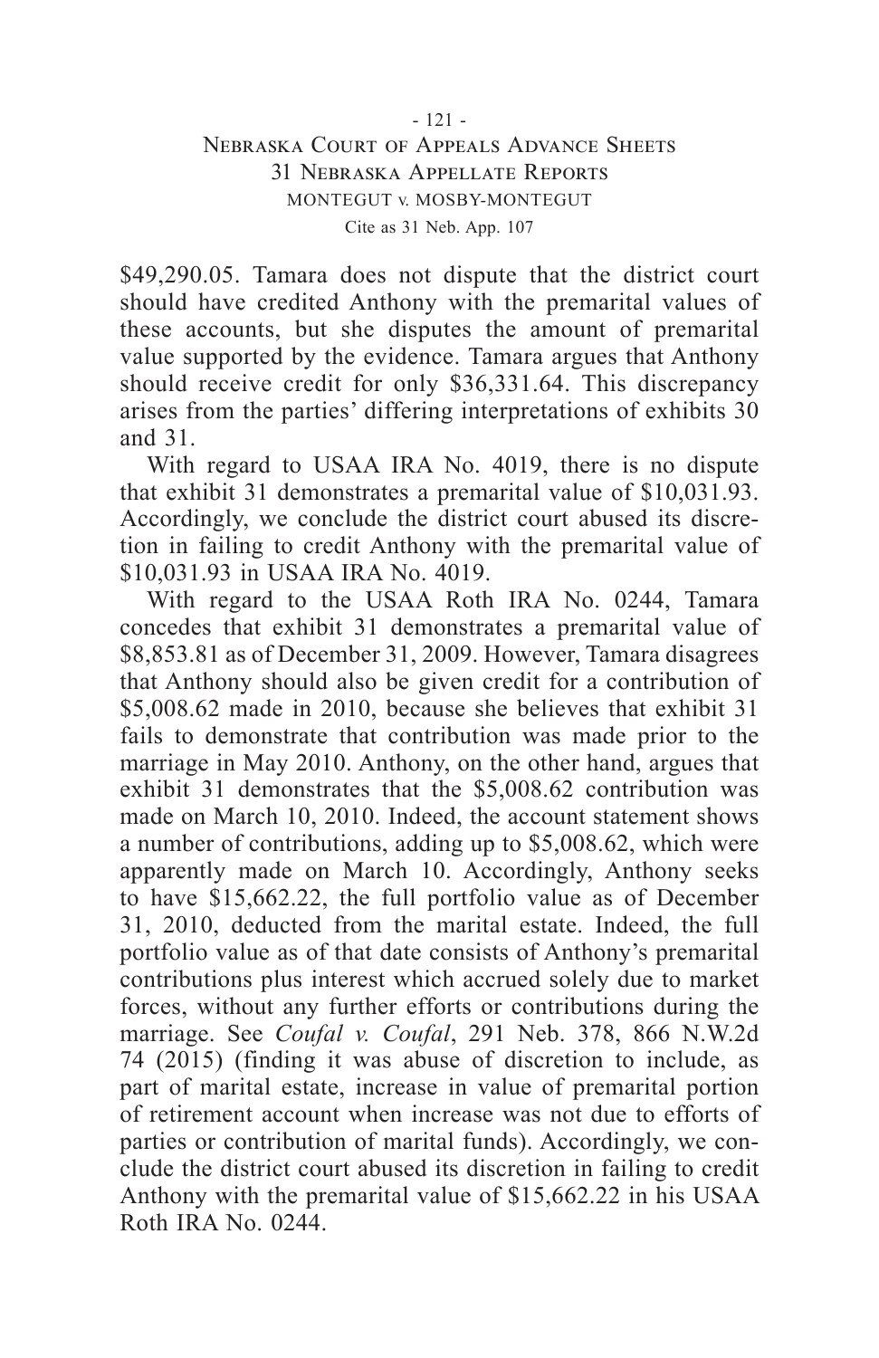$49,290.05. Tamara does not dispute that the district court should have credited Anthony with the premarital values of these accounts, but she disputes the amount of premarital value supported by the evidence. Tamara argues that Anthony should receive credit for only $36,331.64. This discrepancy arises from the parties' differing interpretations of exhibits 30 and 31.

With regard to USAA IRA No. 4019, there is no dispute that exhibit 31 demonstrates a premarital value of $10,031.93. Accordingly, we conclude the district court abused its discretion in failing to credit Anthony with the premarital value of $10,031.93 in USAA IRA No. 4019.

With regard to the USAA Roth IRA No. 0244, Tamara concedes that exhibit 31 demonstrates a premarital value of $8,853.81 as of December 31, 2009. However, Tamara disagrees that Anthony should also be given credit for a contribution of $5,008.62 made in 2010, because she believes that exhibit 31 fails to demonstrate that contribution was made prior to the marriage in May 2010. Anthony, on the other hand, argues that exhibit 31 demonstrates that the $5,008.62 contribution was made on March 10, 2010. Indeed, the account statement shows a number of contributions, adding up to $5,008.62, which were apparently made on March 10. Accordingly, Anthony seeks to have $15,662.22, the full portfolio value as of December 31, 2010, deducted from the marital estate. Indeed, the full portfolio value as of that date consists of Anthony's premarital contributions plus interest which accrued solely due to market forces, without any further efforts or contributions during the marriage. See *Coufal v. Coufal*, 291 Neb. 378, 866 N.W.2d 74 (2015) (finding it was abuse of discretion to include, as part of marital estate, increase in value of premarital portion of retirement account when increase was not due to efforts of parties or contribution of marital funds). Accordingly, we conclude the district court abused its discretion in failing to credit Anthony with the premarital value of $15,662.22 in his USAA Roth IRA No. 0244.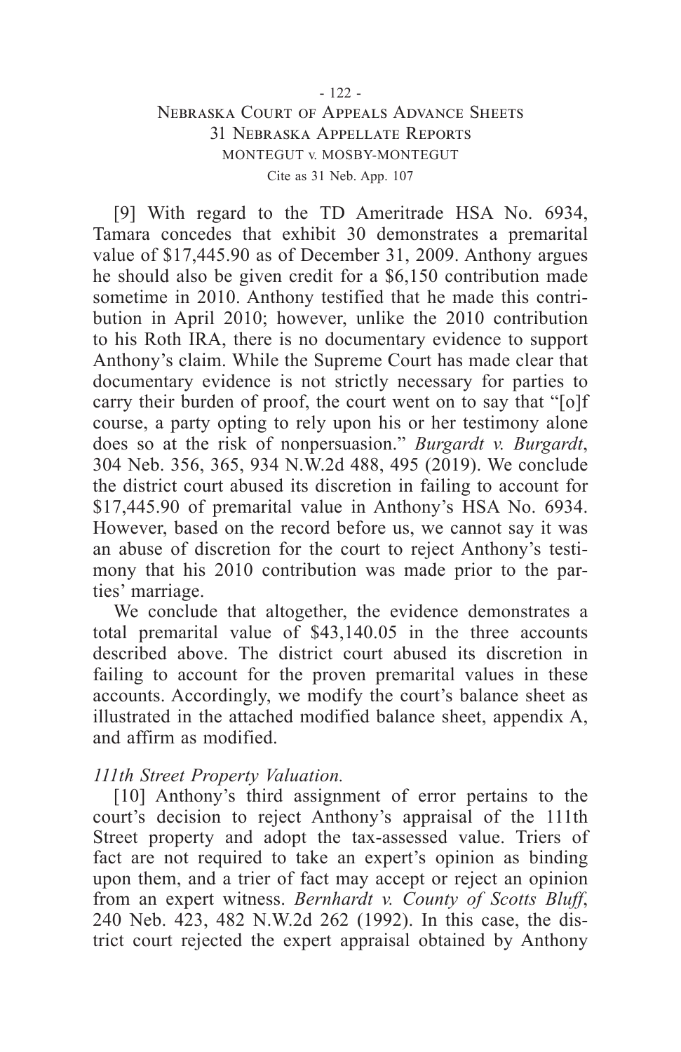[9] With regard to the TD Ameritrade HSA No. 6934, Tamara concedes that exhibit 30 demonstrates a premarital value of $17,445.90 as of December 31, 2009. Anthony argues he should also be given credit for a $6,150 contribution made sometime in 2010. Anthony testified that he made this contribution in April 2010; however, unlike the 2010 contribution to his Roth IRA, there is no documentary evidence to support Anthony's claim. While the Supreme Court has made clear that documentary evidence is not strictly necessary for parties to carry their burden of proof, the court went on to say that "[o]f course, a party opting to rely upon his or her testimony alone does so at the risk of nonpersuasion." *Burgardt v. Burgardt*, 304 Neb. 356, 365, 934 N.W.2d 488, 495 (2019). We conclude the district court abused its discretion in failing to account for $17,445.90 of premarital value in Anthony's HSA No. 6934. However, based on the record before us, we cannot say it was an abuse of discretion for the court to reject Anthony's testimony that his 2010 contribution was made prior to the parties' marriage.

We conclude that altogether, the evidence demonstrates a total premarital value of $43,140.05 in the three accounts described above. The district court abused its discretion in failing to account for the proven premarital values in these accounts. Accordingly, we modify the court's balance sheet as illustrated in the attached modified balance sheet, appendix A, and affirm as modified.

*111th Street Property Valuation.*

[10] Anthony's third assignment of error pertains to the court's decision to reject Anthony's appraisal of the 111th Street property and adopt the tax-assessed value. Triers of fact are not required to take an expert's opinion as binding upon them, and a trier of fact may accept or reject an opinion from an expert witness. *Bernhardt v. County of Scotts Bluff*, 240 Neb. 423, 482 N.W.2d 262 (1992). In this case, the district court rejected the expert appraisal obtained by Anthony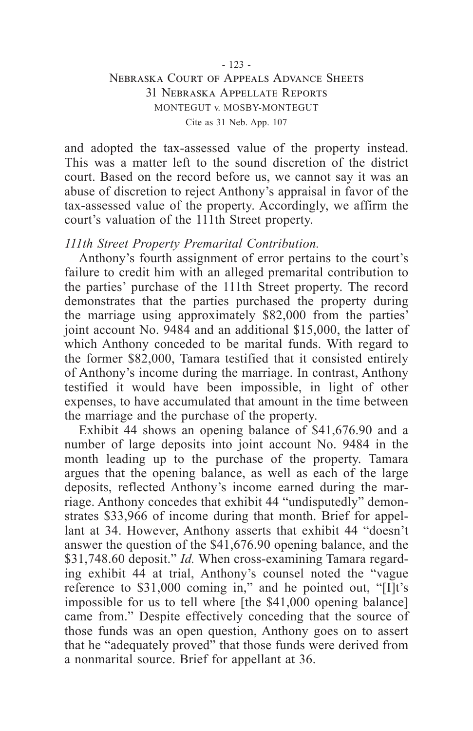and adopted the tax-assessed value of the property instead. This was a matter left to the sound discretion of the district court. Based on the record before us, we cannot say it was an abuse of discretion to reject Anthony's appraisal in favor of the tax-assessed value of the property. Accordingly, we affirm the court's valuation of the 111th Street property.

*111th Street Property Premarital Contribution.*

Anthony's fourth assignment of error pertains to the court's failure to credit him with an alleged premarital contribution to the parties' purchase of the 111th Street property. The record demonstrates that the parties purchased the property during the marriage using approximately $82,000 from the parties' joint account No. 9484 and an additional $15,000, the latter of which Anthony conceded to be marital funds. With regard to the former $82,000, Tamara testified that it consisted entirely of Anthony's income during the marriage. In contrast, Anthony testified it would have been impossible, in light of other expenses, to have accumulated that amount in the time between the marriage and the purchase of the property.

Exhibit 44 shows an opening balance of $41,676.90 and a number of large deposits into joint account No. 9484 in the month leading up to the purchase of the property. Tamara argues that the opening balance, as well as each of the large deposits, reflected Anthony's income earned during the marriage. Anthony concedes that exhibit 44 "undisputedly" demonstrates $33,966 of income during that month. Brief for appellant at 34. However, Anthony asserts that exhibit 44 "doesn't answer the question of the $41,676.90 opening balance, and the $31,748.60 deposit." *Id.* When cross-examining Tamara regarding exhibit 44 at trial, Anthony's counsel noted the "vague reference to $31,000 coming in," and he pointed out, "[I]t's impossible for us to tell where [the $41,000 opening balance] came from." Despite effectively conceding that the source of those funds was an open question, Anthony goes on to assert that he "adequately proved" that those funds were derived from a nonmarital source. Brief for appellant at 36.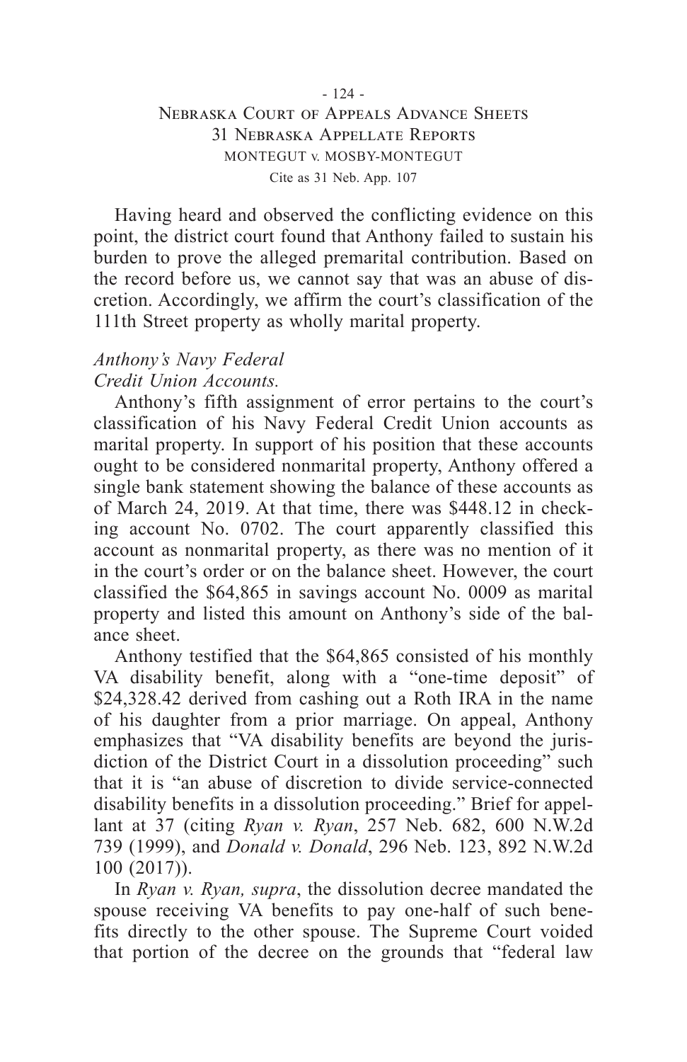Having heard and observed the conflicting evidence on this point, the district court found that Anthony failed to sustain his burden to prove the alleged premarital contribution. Based on the record before us, we cannot say that was an abuse of discretion. Accordingly, we affirm the court's classification of the 111th Street property as wholly marital property.

*Anthony's Navy Federal Credit Union Accounts.*

Anthony's fifth assignment of error pertains to the court's classification of his Navy Federal Credit Union accounts as marital property. In support of his position that these accounts ought to be considered nonmarital property, Anthony offered a single bank statement showing the balance of these accounts as of March 24, 2019. At that time, there was $448.12 in checking account No. 0702. The court apparently classified this account as nonmarital property, as there was no mention of it in the court's order or on the balance sheet. However, the court classified the $64,865 in savings account No. 0009 as marital property and listed this amount on Anthony's side of the balance sheet.

Anthony testified that the $64,865 consisted of his monthly VA disability benefit, along with a "one-time deposit" of $24,328.42 derived from cashing out a Roth IRA in the name of his daughter from a prior marriage. On appeal, Anthony emphasizes that "VA disability benefits are beyond the jurisdiction of the District Court in a dissolution proceeding" such that it is "an abuse of discretion to divide service-connected disability benefits in a dissolution proceeding." Brief for appellant at 37 (citing *Ryan v. Ryan*, 257 Neb. 682, 600 N.W.2d 739 (1999), and *Donald v. Donald*, 296 Neb. 123, 892 N.W.2d 100 (2017)).

In *Ryan v. Ryan, supra*, the dissolution decree mandated the spouse receiving VA benefits to pay one-half of such benefits directly to the other spouse. The Supreme Court voided that portion of the decree on the grounds that "federal law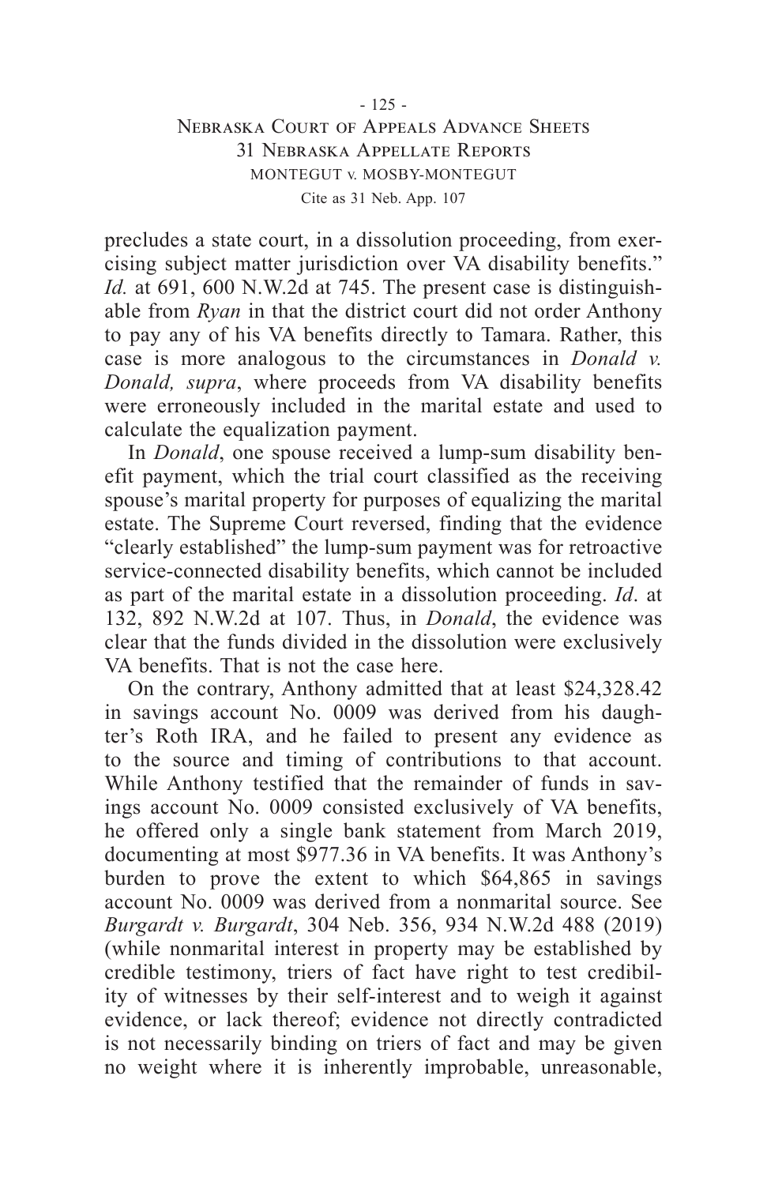precludes a state court, in a dissolution proceeding, from exercising subject matter jurisdiction over VA disability benefits." *Id.* at 691, 600 N.W.2d at 745. The present case is distinguishable from *Ryan* in that the district court did not order Anthony to pay any of his VA benefits directly to Tamara. Rather, this case is more analogous to the circumstances in *Donald v. Donald, supra*, where proceeds from VA disability benefits were erroneously included in the marital estate and used to calculate the equalization payment.

In *Donald*, one spouse received a lump-sum disability benefit payment, which the trial court classified as the receiving spouse's marital property for purposes of equalizing the marital estate. The Supreme Court reversed, finding that the evidence "clearly established" the lump-sum payment was for retroactive service-connected disability benefits, which cannot be included as part of the marital estate in a dissolution proceeding. *Id*. at 132, 892 N.W.2d at 107. Thus, in *Donald*, the evidence was clear that the funds divided in the dissolution were exclusively VA benefits. That is not the case here.

On the contrary, Anthony admitted that at least $24,328.42 in savings account No. 0009 was derived from his daughter's Roth IRA, and he failed to present any evidence as to the source and timing of contributions to that account. While Anthony testified that the remainder of funds in savings account No. 0009 consisted exclusively of VA benefits, he offered only a single bank statement from March 2019, documenting at most $977.36 in VA benefits. It was Anthony's burden to prove the extent to which $64,865 in savings account No. 0009 was derived from a nonmarital source. See *Burgardt v. Burgardt*, 304 Neb. 356, 934 N.W.2d 488 (2019) (while nonmarital interest in property may be established by credible testimony, triers of fact have right to test credibility of witnesses by their self-interest and to weigh it against evidence, or lack thereof; evidence not directly contradicted is not necessarily binding on triers of fact and may be given no weight where it is inherently improbable, unreasonable,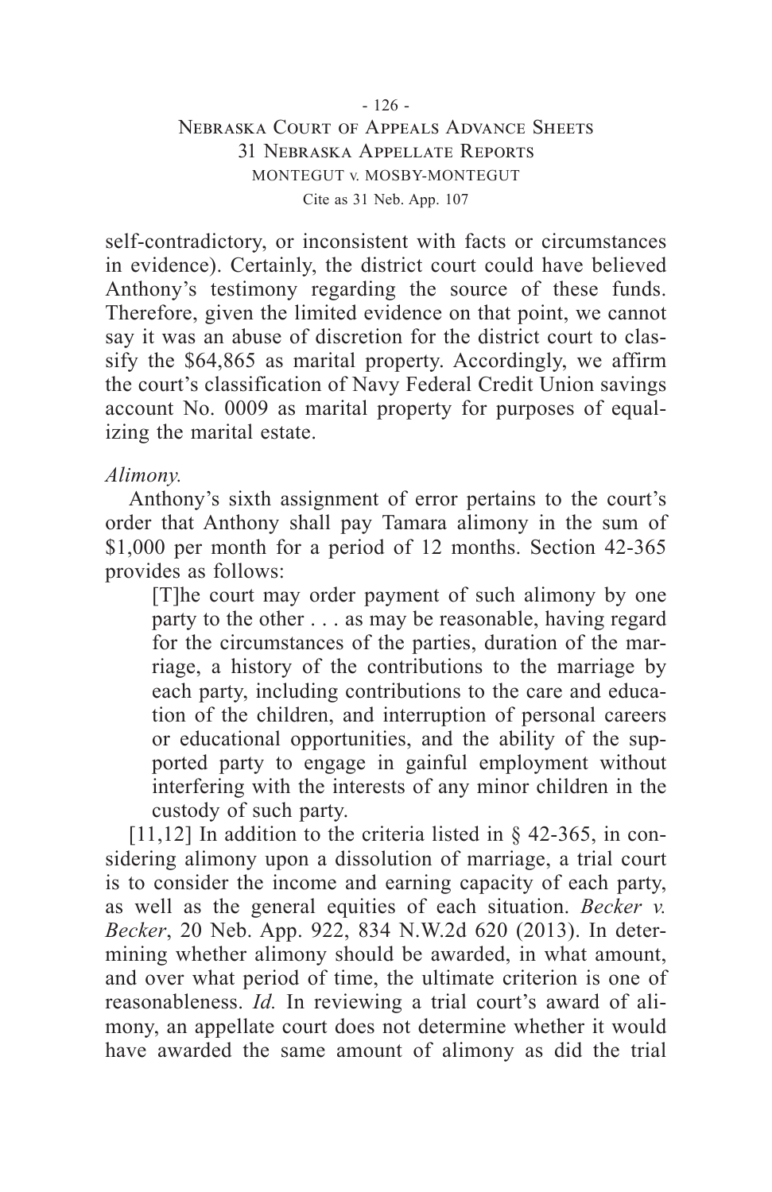self-contradictory, or inconsistent with facts or circumstances in evidence). Certainly, the district court could have believed Anthony's testimony regarding the source of these funds. Therefore, given the limited evidence on that point, we cannot say it was an abuse of discretion for the district court to classify the $64,865 as marital property. Accordingly, we affirm the court's classification of Navy Federal Credit Union savings account No. 0009 as marital property for purposes of equalizing the marital estate.

*Alimony.*

Anthony's sixth assignment of error pertains to the court's order that Anthony shall pay Tamara alimony in the sum of $1,000 per month for a period of 12 months. Section 42-365 provides as follows:

> [T]he court may order payment of such alimony by one party to the other . . . as may be reasonable, having regard for the circumstances of the parties, duration of the marriage, a history of the contributions to the marriage by each party, including contributions to the care and education of the children, and interruption of personal careers or educational opportunities, and the ability of the supported party to engage in gainful employment without interfering with the interests of any minor children in the custody of such party.

[11,12] In addition to the criteria listed in § 42-365, in considering alimony upon a dissolution of marriage, a trial court is to consider the income and earning capacity of each party, as well as the general equities of each situation. *Becker v. Becker*, 20 Neb. App. 922, 834 N.W.2d 620 (2013). In determining whether alimony should be awarded, in what amount, and over what period of time, the ultimate criterion is one of reasonableness. *Id.* In reviewing a trial court's award of alimony, an appellate court does not determine whether it would have awarded the same amount of alimony as did the trial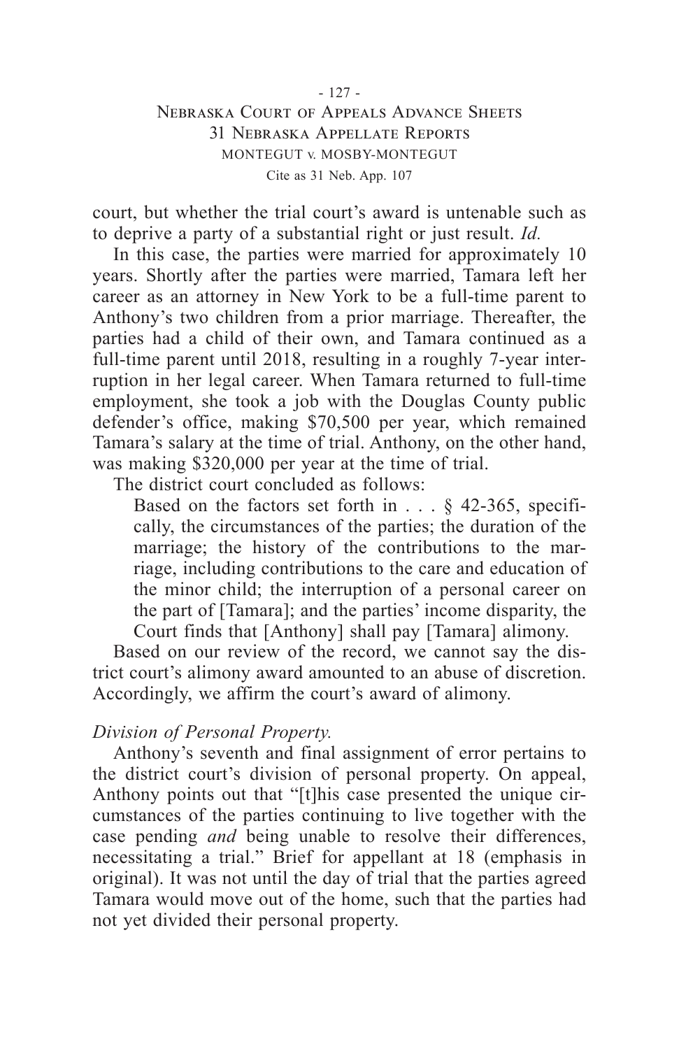court, but whether the trial court's award is untenable such as to deprive a party of a substantial right or just result. *Id.*

In this case, the parties were married for approximately 10 years. Shortly after the parties were married, Tamara left her career as an attorney in New York to be a full-time parent to Anthony's two children from a prior marriage. Thereafter, the parties had a child of their own, and Tamara continued as a full-time parent until 2018, resulting in a roughly 7-year interruption in her legal career. When Tamara returned to full-time employment, she took a job with the Douglas County public defender's office, making \$70,500 per year, which remained Tamara's salary at the time of trial. Anthony, on the other hand, was making \$320,000 per year at the time of trial.

The district court concluded as follows:

> Based on the factors set forth in . . . § 42-365, specifically, the circumstances of the parties; the duration of the marriage; the history of the contributions to the marriage, including contributions to the care and education of the minor child; the interruption of a personal career on the part of [Tamara]; and the parties' income disparity, the Court finds that [Anthony] shall pay [Tamara] alimony.

Based on our review of the record, we cannot say the district court's alimony award amounted to an abuse of discretion. Accordingly, we affirm the court's award of alimony.

*Division of Personal Property.*

Anthony's seventh and final assignment of error pertains to the district court's division of personal property. On appeal, Anthony points out that "[t]his case presented the unique circumstances of the parties continuing to live together with the case pending *and* being unable to resolve their differences, necessitating a trial." Brief for appellant at 18 (emphasis in original). It was not until the day of trial that the parties agreed Tamara would move out of the home, such that the parties had not yet divided their personal property.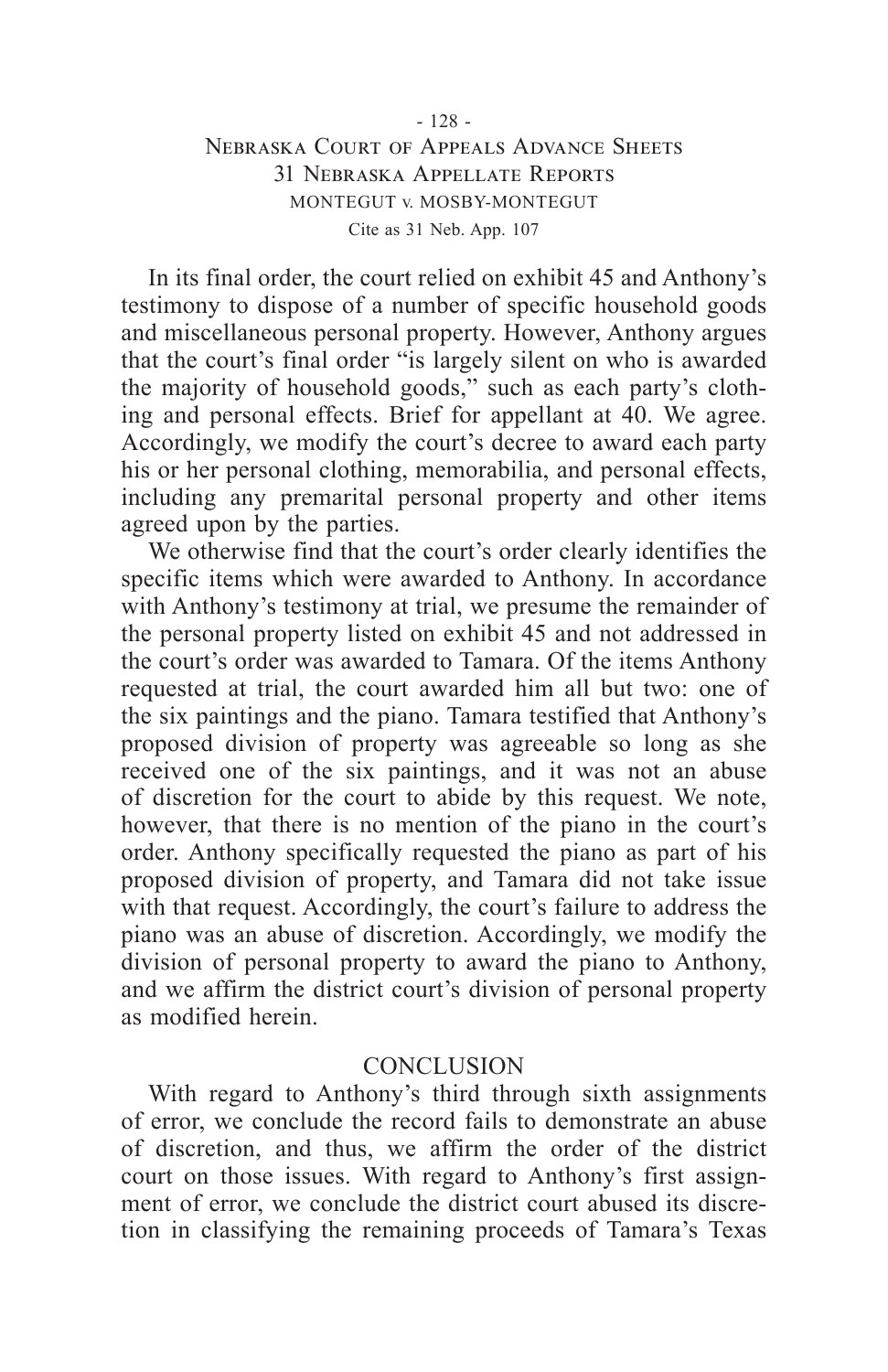In its final order, the court relied on exhibit 45 and Anthony's testimony to dispose of a number of specific household goods and miscellaneous personal property. However, Anthony argues that the court's final order "is largely silent on who is awarded the majority of household goods," such as each party's clothing and personal effects. Brief for appellant at 40. We agree. Accordingly, we modify the court's decree to award each party his or her personal clothing, memorabilia, and personal effects, including any premarital personal property and other items agreed upon by the parties.

We otherwise find that the court's order clearly identifies the specific items which were awarded to Anthony. In accordance with Anthony's testimony at trial, we presume the remainder of the personal property listed on exhibit 45 and not addressed in the court's order was awarded to Tamara. Of the items Anthony requested at trial, the court awarded him all but two: one of the six paintings and the piano. Tamara testified that Anthony's proposed division of property was agreeable so long as she received one of the six paintings, and it was not an abuse of discretion for the court to abide by this request. We note, however, that there is no mention of the piano in the court's order. Anthony specifically requested the piano as part of his proposed division of property, and Tamara did not take issue with that request. Accordingly, the court's failure to address the piano was an abuse of discretion. Accordingly, we modify the division of personal property to award the piano to Anthony, and we affirm the district court's division of personal property as modified herein.

## CONCLUSION

With regard to Anthony's third through sixth assignments of error, we conclude the record fails to demonstrate an abuse of discretion, and thus, we affirm the order of the district court on those issues. With regard to Anthony's first assignment of error, we conclude the district court abused its discretion in classifying the remaining proceeds of Tamara's Texas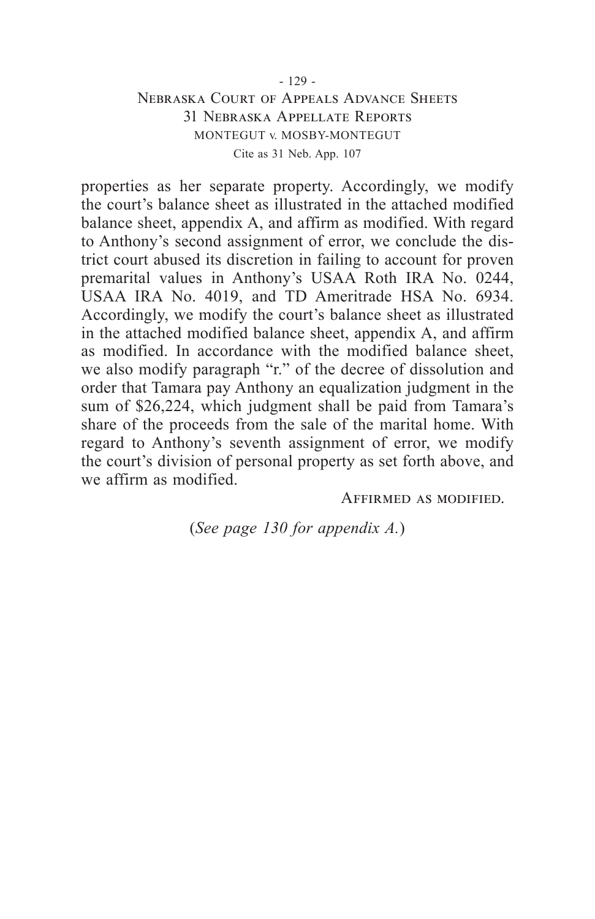properties as her separate property. Accordingly, we modify the court's balance sheet as illustrated in the attached modified balance sheet, appendix A, and affirm as modified. With regard to Anthony's second assignment of error, we conclude the district court abused its discretion in failing to account for proven premarital values in Anthony's USAA Roth IRA No. 0244, USAA IRA No. 4019, and TD Ameritrade HSA No. 6934. Accordingly, we modify the court's balance sheet as illustrated in the attached modified balance sheet, appendix A, and affirm as modified. In accordance with the modified balance sheet, we also modify paragraph "r." of the decree of dissolution and order that Tamara pay Anthony an equalization judgment in the sum of $26,224, which judgment shall be paid from Tamara's share of the proceeds from the sale of the marital home. With regard to Anthony's seventh assignment of error, we modify the court's division of personal property as set forth above, and we affirm as modified.

Affirmed as modified.

(*See page 130 for appendix A.*)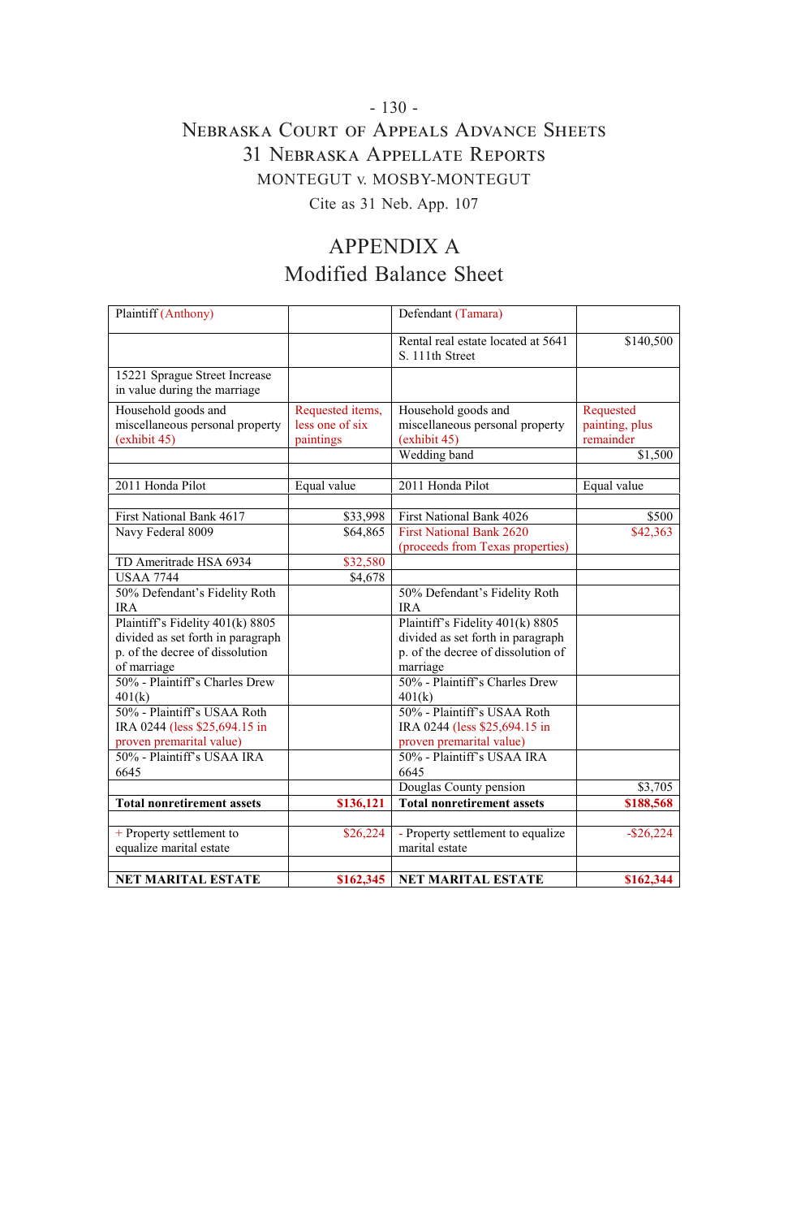# APPENDIX A
## Modified Balance Sheet

| | | | |
|---|---|---|---|
| Plaintiff (Anthony) | | Defendant (Tamara) | |
| | | Rental real estate located at 5641 S. 111th Street | $140,500 |
| 15221 Sprague Street Increase in value during the marriage | | | |
| Household goods and miscellaneous personal property (exhibit 45) | Requested items, less one of six paintings | Household goods and miscellaneous personal property (exhibit 45) | Requested painting, plus remainder |
| | | Wedding band | $1,500 |
| | | | |
| 2011 Honda Pilot | Equal value | 2011 Honda Pilot | Equal value |
| | | | |
| First National Bank 4617 | $33,998 | First National Bank 4026 | $500 |
| Navy Federal 8009 | $64,865 | First National Bank 2620 (proceeds from Texas properties) | $42,363 |
| TD Ameritrade HSA 6934 | $32,580 | | |
| USAA 7744 | $4,678 | | |
| 50% Defendant's Fidelity Roth IRA | | 50% Defendant's Fidelity Roth IRA | |
| Plaintiff's Fidelity 401(k) 8805 divided as set forth in paragraph p. of the decree of dissolution of marriage | | Plaintiff's Fidelity 401(k) 8805 divided as set forth in paragraph p. of the decree of dissolution of marriage | |
| 50% - Plaintiff's Charles Drew 401(k) | | 50% - Plaintiff's Charles Drew 401(k) | |
| 50% - Plaintiff's USAA Roth IRA 0244 (less $25,694.15 in proven premarital value) | | 50% - Plaintiff's USAA Roth IRA 0244 (less $25,694.15 in proven premarital value) | |
| 50% - Plaintiff's USAA IRA 6645 | | 50% - Plaintiff's USAA IRA 6645 | |
| | | Douglas County pension | $3,705 |
| **Total nonretirement assets** | **$136,121** | **Total nonretirement assets** | **$188,568** |
| | | | |
| + Property settlement to equalize marital estate | $26,224 | - Property settlement to equalize marital estate | -$26,224 |
| | | | |
| **NET MARITAL ESTATE** | **$162,345** | **NET MARITAL ESTATE** | **$162,344** |